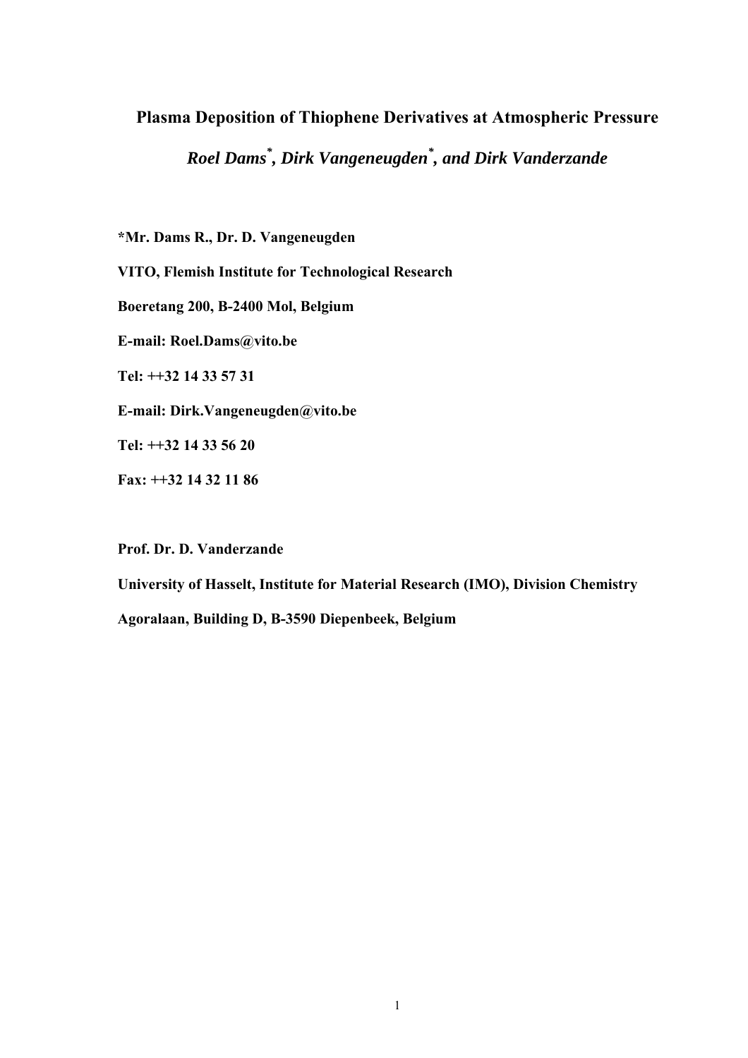# Plasma Deposition of Thiophene Derivatives at Atmospheric Pressure

***Roel Dams\*, Dirk Vangeneugden\*, and Dirk Vanderzande***

**\*Mr. Dams R., Dr. D. Vangeneugden**

**VITO, Flemish Institute for Technological Research**

**Boeretang 200, B-2400 Mol, Belgium**

**E-mail: Roel.Dams@vito.be**

**Tel: ++32 14 33 57 31**

**E-mail: Dirk.Vangeneugden@vito.be**

**Tel: ++32 14 33 56 20**

**Fax: ++32 14 32 11 86**

**Prof. Dr. D. Vanderzande**

**University of Hasselt, Institute for Material Research (IMO), Division Chemistry**

**Agoralaan, Building D, B-3590 Diepenbeek, Belgium**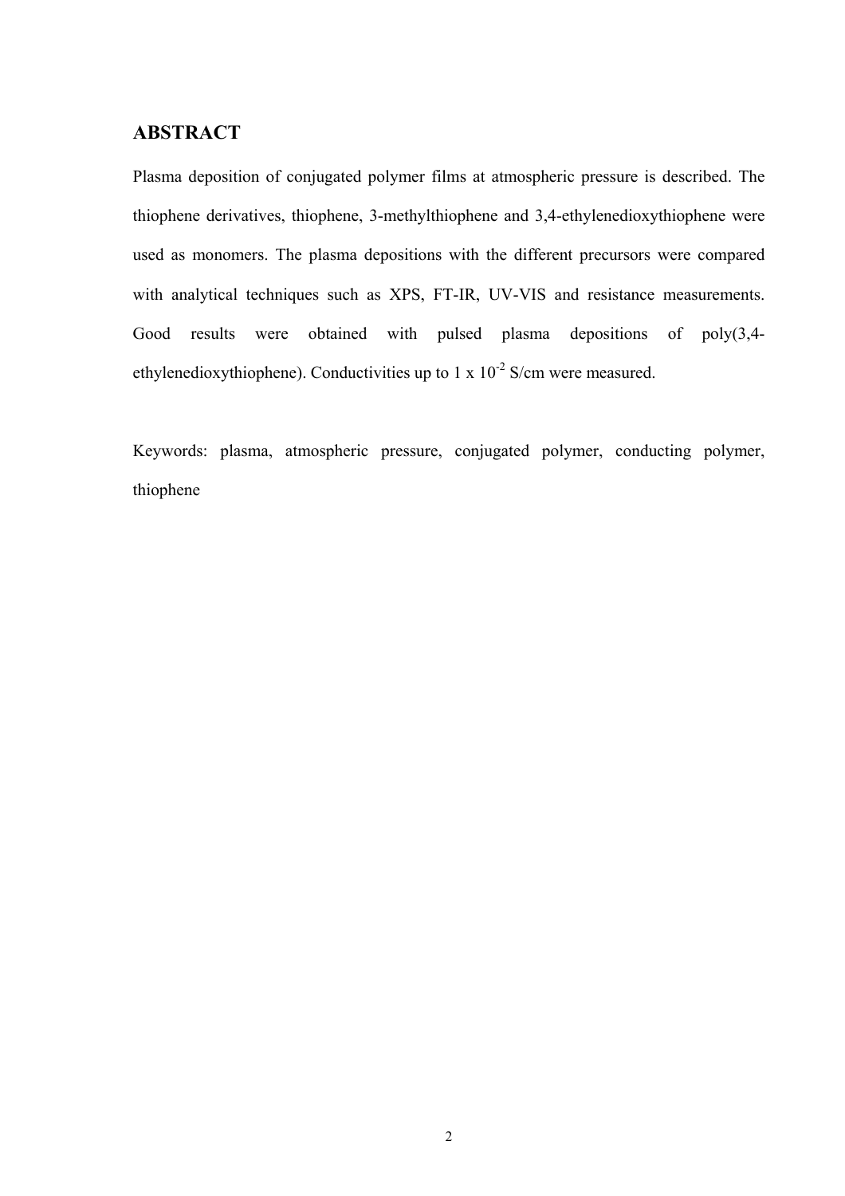## ABSTRACT

Plasma deposition of conjugated polymer films at atmospheric pressure is described. The thiophene derivatives, thiophene, 3-methylthiophene and 3,4-ethylenedioxythiophene were used as monomers. The plasma depositions with the different precursors were compared with analytical techniques such as XPS, FT-IR, UV-VIS and resistance measurements. Good results were obtained with pulsed plasma depositions of poly(3,4-ethylenedioxythiophene). Conductivities up to 1 x $10^{-2}$ S/cm were measured.

Keywords: plasma, atmospheric pressure, conjugated polymer, conducting polymer, thiophene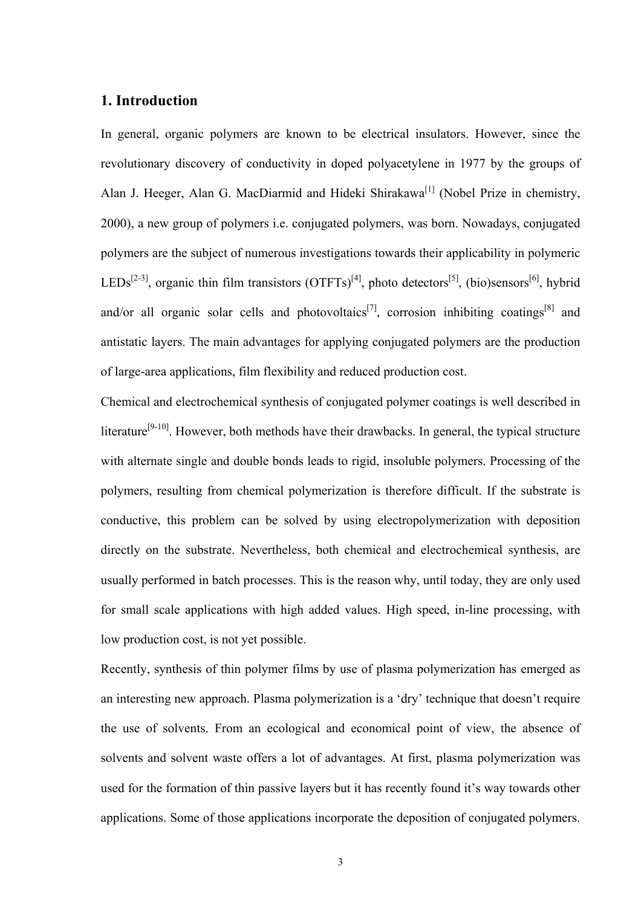## 1. Introduction

In general, organic polymers are known to be electrical insulators. However, since the revolutionary discovery of conductivity in doped polyacetylene in 1977 by the groups of Alan J. Heeger, Alan G. MacDiarmid and Hideki Shirakawa[1] (Nobel Prize in chemistry, 2000), a new group of polymers i.e. conjugated polymers, was born. Nowadays, conjugated polymers are the subject of numerous investigations towards their applicability in polymeric LEDs[2-3], organic thin film transistors (OTFTs)[4], photo detectors[5], (bio)sensors[6], hybrid and/or all organic solar cells and photovoltaics[7], corrosion inhibiting coatings[8] and antistatic layers. The main advantages for applying conjugated polymers are the production of large-area applications, film flexibility and reduced production cost.

Chemical and electrochemical synthesis of conjugated polymer coatings is well described in literature[9-10]. However, both methods have their drawbacks. In general, the typical structure with alternate single and double bonds leads to rigid, insoluble polymers. Processing of the polymers, resulting from chemical polymerization is therefore difficult. If the substrate is conductive, this problem can be solved by using electropolymerization with deposition directly on the substrate. Nevertheless, both chemical and electrochemical synthesis, are usually performed in batch processes. This is the reason why, until today, they are only used for small scale applications with high added values. High speed, in-line processing, with low production cost, is not yet possible.

Recently, synthesis of thin polymer films by use of plasma polymerization has emerged as an interesting new approach. Plasma polymerization is a 'dry' technique that doesn't require the use of solvents. From an ecological and economical point of view, the absence of solvents and solvent waste offers a lot of advantages. At first, plasma polymerization was used for the formation of thin passive layers but it has recently found it's way towards other applications. Some of those applications incorporate the deposition of conjugated polymers.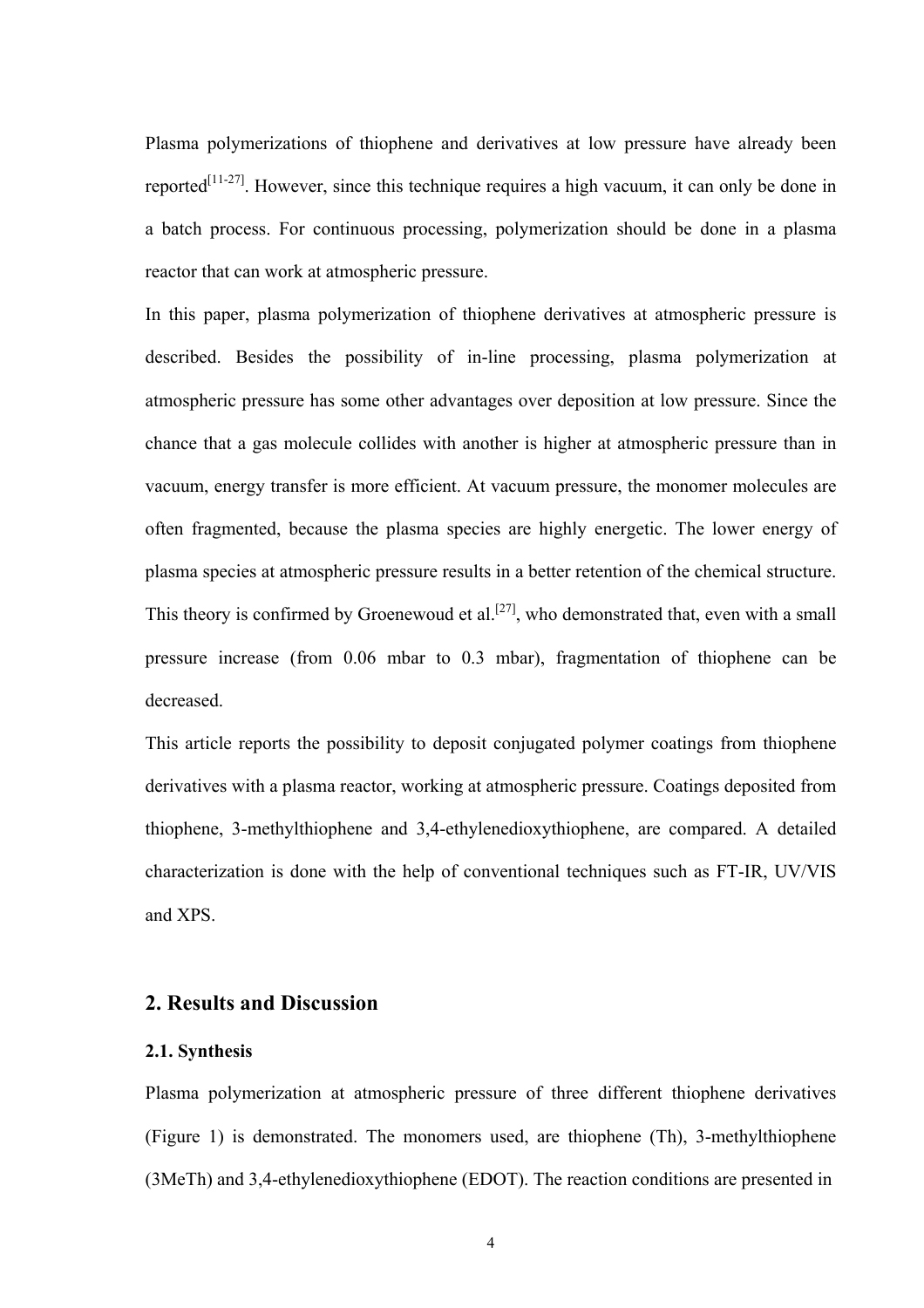Plasma polymerizations of thiophene and derivatives at low pressure have already been reported[11-27]. However, since this technique requires a high vacuum, it can only be done in a batch process. For continuous processing, polymerization should be done in a plasma reactor that can work at atmospheric pressure.

In this paper, plasma polymerization of thiophene derivatives at atmospheric pressure is described. Besides the possibility of in-line processing, plasma polymerization at atmospheric pressure has some other advantages over deposition at low pressure. Since the chance that a gas molecule collides with another is higher at atmospheric pressure than in vacuum, energy transfer is more efficient. At vacuum pressure, the monomer molecules are often fragmented, because the plasma species are highly energetic. The lower energy of plasma species at atmospheric pressure results in a better retention of the chemical structure. This theory is confirmed by Groenewoud et al.[27], who demonstrated that, even with a small pressure increase (from 0.06 mbar to 0.3 mbar), fragmentation of thiophene can be decreased.

This article reports the possibility to deposit conjugated polymer coatings from thiophene derivatives with a plasma reactor, working at atmospheric pressure. Coatings deposited from thiophene, 3-methylthiophene and 3,4-ethylenedioxythiophene, are compared. A detailed characterization is done with the help of conventional techniques such as FT-IR, UV/VIS and XPS.

## 2. Results and Discussion

### 2.1. Synthesis

Plasma polymerization at atmospheric pressure of three different thiophene derivatives (Figure 1) is demonstrated. The monomers used, are thiophene (Th), 3-methylthiophene (3MeTh) and 3,4-ethylenedioxythiophene (EDOT). The reaction conditions are presented in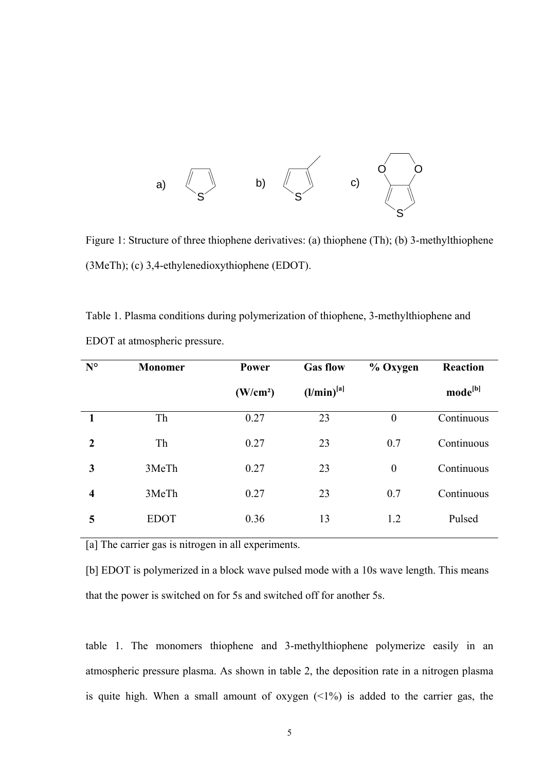Figure 1: Structure of three thiophene derivatives: (a) thiophene (Th); (b) 3-methylthiophene (3MeTh); (c) 3,4-ethylenedioxythiophene (EDOT).

Table 1. Plasma conditions during polymerization of thiophene, 3-methylthiophene and EDOT at atmospheric pressure.

| N° | Monomer | Power ($W/cm^2$) | Gas flow (l/min)[a] | % Oxygen | Reaction mode[b] |
|---|---|---|---|---|---|
| **1** | Th | 0.27 | 23 | 0 | Continuous |
| **2** | Th | 0.27 | 23 | 0.7 | Continuous |
| **3** | 3MeTh | 0.27 | 23 | 0 | Continuous |
| **4** | 3MeTh | 0.27 | 23 | 0.7 | Continuous |
| **5** | EDOT | 0.36 | 13 | 1.2 | Pulsed |

[a] The carrier gas is nitrogen in all experiments.

[b] EDOT is polymerized in a block wave pulsed mode with a 10s wave length. This means that the power is switched on for 5s and switched off for another 5s.

table 1. The monomers thiophene and 3-methylthiophene polymerize easily in an atmospheric pressure plasma. As shown in table 2, the deposition rate in a nitrogen plasma is quite high. When a small amount of oxygen (<1%) is added to the carrier gas, the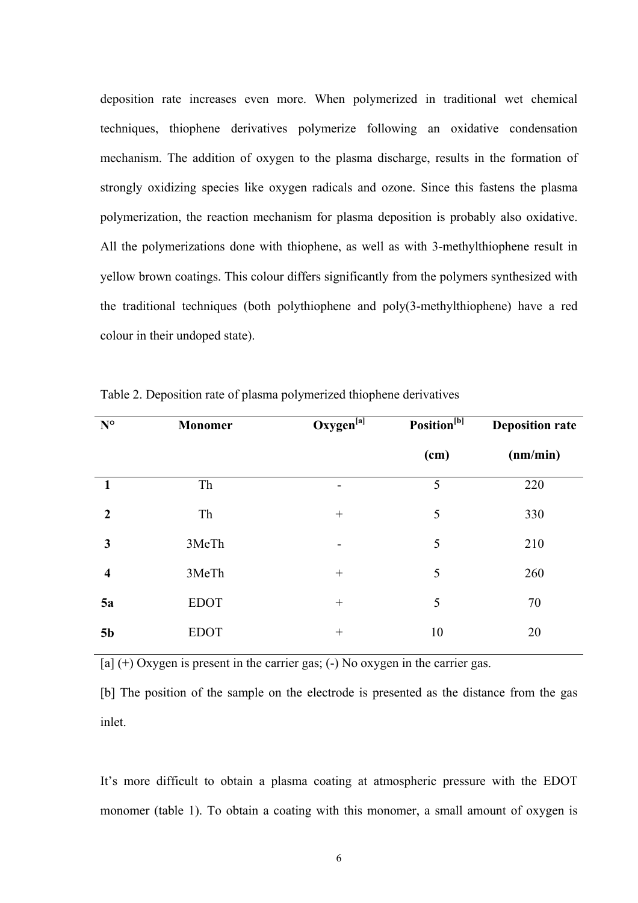deposition rate increases even more. When polymerized in traditional wet chemical techniques, thiophene derivatives polymerize following an oxidative condensation mechanism. The addition of oxygen to the plasma discharge, results in the formation of strongly oxidizing species like oxygen radicals and ozone. Since this fastens the plasma polymerization, the reaction mechanism for plasma deposition is probably also oxidative. All the polymerizations done with thiophene, as well as with 3-methylthiophene result in yellow brown coatings. This colour differs significantly from the polymers synthesized with the traditional techniques (both polythiophene and poly(3-methylthiophene) have a red colour in their undoped state).

Table 2. Deposition rate of plasma polymerized thiophene derivatives

| **N°** | **Monomer** | **Oxygen**[a] | **Position**[b] (cm) | **Deposition rate** (nm/min) |
|---|---|---|---|---|
| **1** | Th | - | 5 | 220 |
| **2** | Th | + | 5 | 330 |
| **3** | 3MeTh | - | 5 | 210 |
| **4** | 3MeTh | + | 5 | 260 |
| **5a** | EDOT | + | 5 | 70 |
| **5b** | EDOT | + | 10 | 20 |

[a] (+) Oxygen is present in the carrier gas; (-) No oxygen in the carrier gas.

[b] The position of the sample on the electrode is presented as the distance from the gas inlet.

It's more difficult to obtain a plasma coating at atmospheric pressure with the EDOT monomer (table 1). To obtain a coating with this monomer, a small amount of oxygen is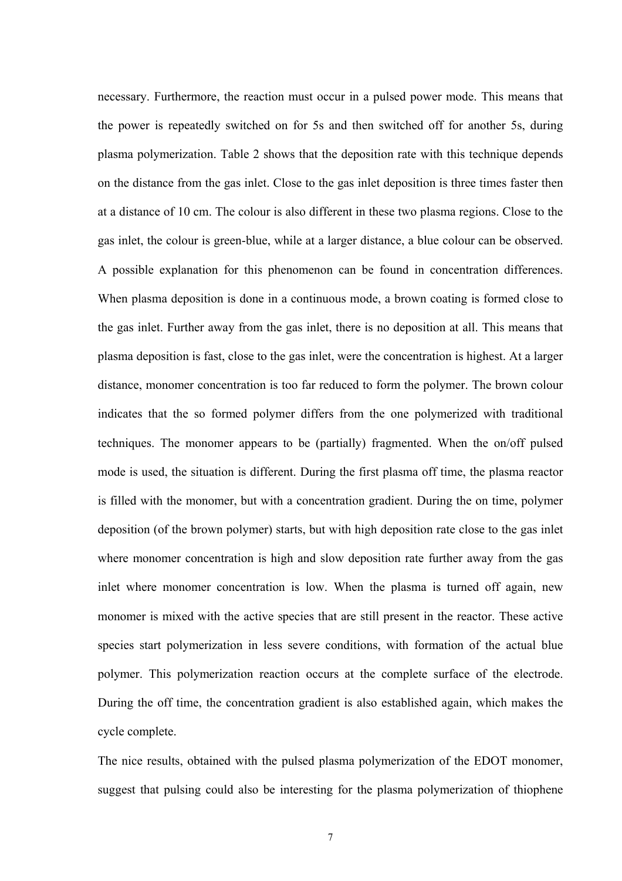necessary. Furthermore, the reaction must occur in a pulsed power mode. This means that the power is repeatedly switched on for 5s and then switched off for another 5s, during plasma polymerization. Table 2 shows that the deposition rate with this technique depends on the distance from the gas inlet. Close to the gas inlet deposition is three times faster then at a distance of 10 cm. The colour is also different in these two plasma regions. Close to the gas inlet, the colour is green-blue, while at a larger distance, a blue colour can be observed. A possible explanation for this phenomenon can be found in concentration differences. When plasma deposition is done in a continuous mode, a brown coating is formed close to the gas inlet. Further away from the gas inlet, there is no deposition at all. This means that plasma deposition is fast, close to the gas inlet, were the concentration is highest. At a larger distance, monomer concentration is too far reduced to form the polymer. The brown colour indicates that the so formed polymer differs from the one polymerized with traditional techniques. The monomer appears to be (partially) fragmented. When the on/off pulsed mode is used, the situation is different. During the first plasma off time, the plasma reactor is filled with the monomer, but with a concentration gradient. During the on time, polymer deposition (of the brown polymer) starts, but with high deposition rate close to the gas inlet where monomer concentration is high and slow deposition rate further away from the gas inlet where monomer concentration is low. When the plasma is turned off again, new monomer is mixed with the active species that are still present in the reactor. These active species start polymerization in less severe conditions, with formation of the actual blue polymer. This polymerization reaction occurs at the complete surface of the electrode. During the off time, the concentration gradient is also established again, which makes the cycle complete.

The nice results, obtained with the pulsed plasma polymerization of the EDOT monomer, suggest that pulsing could also be interesting for the plasma polymerization of thiophene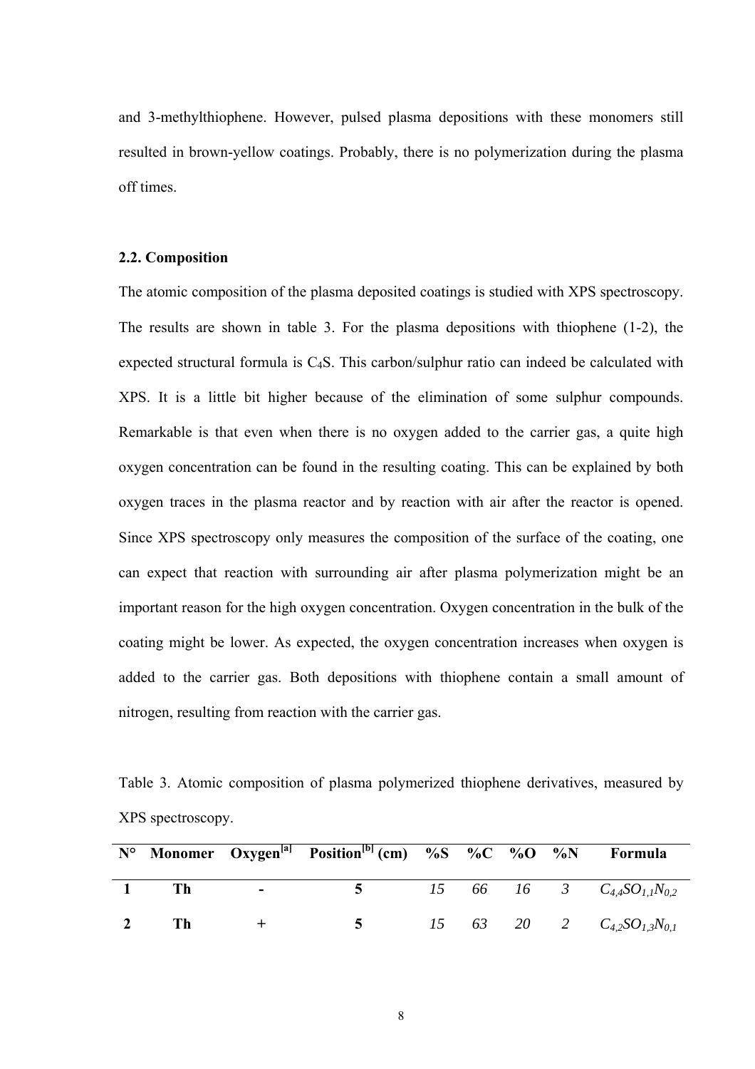and 3-methylthiophene. However, pulsed plasma depositions with these monomers still resulted in brown-yellow coatings. Probably, there is no polymerization during the plasma off times.

### 2.2. Composition

The atomic composition of the plasma deposited coatings is studied with XPS spectroscopy. The results are shown in table 3. For the plasma depositions with thiophene (1-2), the expected structural formula is $C_4S$. This carbon/sulphur ratio can indeed be calculated with XPS. It is a little bit higher because of the elimination of some sulphur compounds. Remarkable is that even when there is no oxygen added to the carrier gas, a quite high oxygen concentration can be found in the resulting coating. This can be explained by both oxygen traces in the plasma reactor and by reaction with air after the reactor is opened. Since XPS spectroscopy only measures the composition of the surface of the coating, one can expect that reaction with surrounding air after plasma polymerization might be an important reason for the high oxygen concentration. Oxygen concentration in the bulk of the coating might be lower. As expected, the oxygen concentration increases when oxygen is added to the carrier gas. Both depositions with thiophene contain a small amount of nitrogen, resulting from reaction with the carrier gas.

Table 3. Atomic composition of plasma polymerized thiophene derivatives, measured by XPS spectroscopy.

| N° | Monomer | Oxygen[a] | Position[b] (cm) | %S | %C | %O | %N | Formula |
|---|---|---|---|---|---|---|---|---|
| **1** | **Th** | **-** | **5** | *15* | *66* | *16* | *3* | $C_{4,4}SO_{1,1}N_{0,2}$ |
| **2** | **Th** | + | **5** | *15* | *63* | *20* | *2* | $C_{4,2}SO_{1,3}N_{0,1}$ |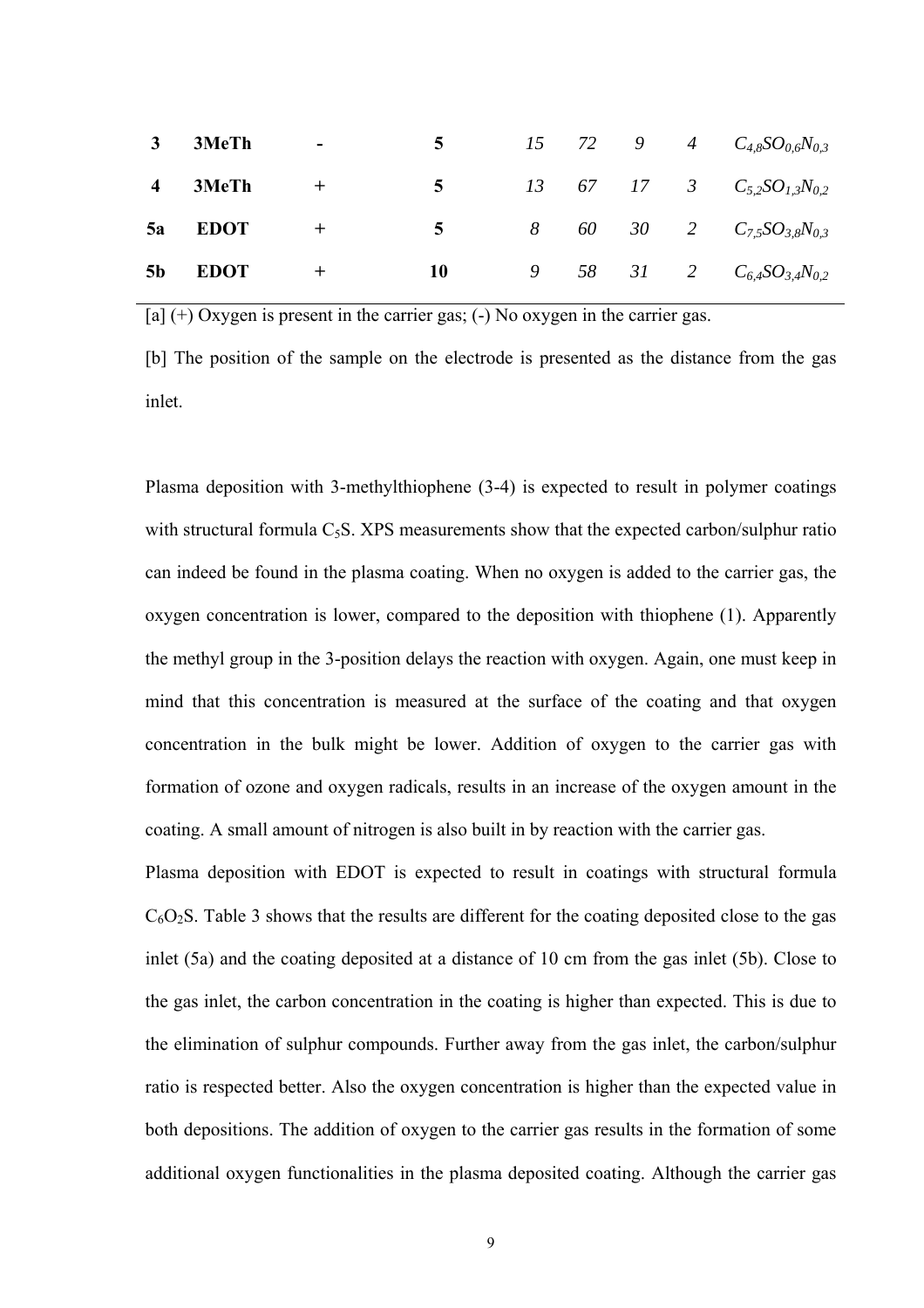| | | | | | | | | |
|---|---|---|---|---|---|---|---|---|
| **3** | **3MeTh** | - | **5** | *15* | *72* | *9* | *4* | $C_{4,8}SO_{0,6}N_{0,3}$ |
| **4** | **3MeTh** | + | **5** | *13* | *67* | *17* | *3* | $C_{5,2}SO_{1,3}N_{0,2}$ |
| **5a** | **EDOT** | + | **5** | *8* | *60* | *30* | *2* | $C_{7,5}SO_{3,8}N_{0,3}$ |
| **5b** | **EDOT** | + | **10** | *9* | *58* | *31* | *2* | $C_{6,4}SO_{3,4}N_{0,2}$ |

[a] (+) Oxygen is present in the carrier gas; (-) No oxygen in the carrier gas.

[b] The position of the sample on the electrode is presented as the distance from the gas inlet.

Plasma deposition with 3-methylthiophene (3-4) is expected to result in polymer coatings with structural formula $C_5S$. XPS measurements show that the expected carbon/sulphur ratio can indeed be found in the plasma coating. When no oxygen is added to the carrier gas, the oxygen concentration is lower, compared to the deposition with thiophene (1). Apparently the methyl group in the 3-position delays the reaction with oxygen. Again, one must keep in mind that this concentration is measured at the surface of the coating and that oxygen concentration in the bulk might be lower. Addition of oxygen to the carrier gas with formation of ozone and oxygen radicals, results in an increase of the oxygen amount in the coating. A small amount of nitrogen is also built in by reaction with the carrier gas.

Plasma deposition with EDOT is expected to result in coatings with structural formula $C_6O_2S$. Table 3 shows that the results are different for the coating deposited close to the gas inlet (5a) and the coating deposited at a distance of 10 cm from the gas inlet (5b). Close to the gas inlet, the carbon concentration in the coating is higher than expected. This is due to the elimination of sulphur compounds. Further away from the gas inlet, the carbon/sulphur ratio is respected better. Also the oxygen concentration is higher than the expected value in both depositions. The addition of oxygen to the carrier gas results in the formation of some additional oxygen functionalities in the plasma deposited coating. Although the carrier gas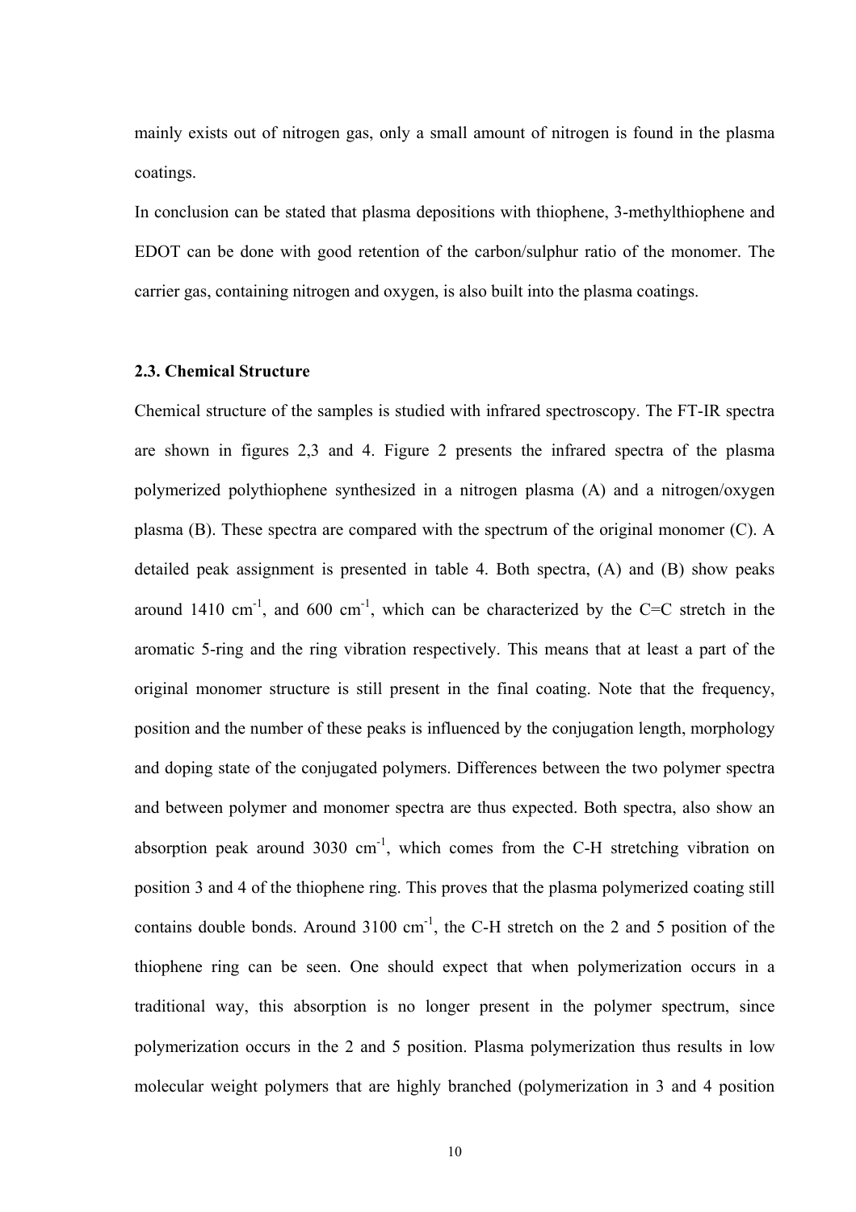mainly exists out of nitrogen gas, only a small amount of nitrogen is found in the plasma coatings.

In conclusion can be stated that plasma depositions with thiophene, 3-methylthiophene and EDOT can be done with good retention of the carbon/sulphur ratio of the monomer. The carrier gas, containing nitrogen and oxygen, is also built into the plasma coatings.

### 2.3. Chemical Structure

Chemical structure of the samples is studied with infrared spectroscopy. The FT-IR spectra are shown in figures 2,3 and 4. Figure 2 presents the infrared spectra of the plasma polymerized polythiophene synthesized in a nitrogen plasma (A) and a nitrogen/oxygen plasma (B). These spectra are compared with the spectrum of the original monomer (C). A detailed peak assignment is presented in table 4. Both spectra, (A) and (B) show peaks around 1410 $cm^{-1}$, and 600 $cm^{-1}$, which can be characterized by the C=C stretch in the aromatic 5-ring and the ring vibration respectively. This means that at least a part of the original monomer structure is still present in the final coating. Note that the frequency, position and the number of these peaks is influenced by the conjugation length, morphology and doping state of the conjugated polymers. Differences between the two polymer spectra and between polymer and monomer spectra are thus expected. Both spectra, also show an absorption peak around 3030 $cm^{-1}$, which comes from the C-H stretching vibration on position 3 and 4 of the thiophene ring. This proves that the plasma polymerized coating still contains double bonds. Around 3100 $cm^{-1}$, the C-H stretch on the 2 and 5 position of the thiophene ring can be seen. One should expect that when polymerization occurs in a traditional way, this absorption is no longer present in the polymer spectrum, since polymerization occurs in the 2 and 5 position. Plasma polymerization thus results in low molecular weight polymers that are highly branched (polymerization in 3 and 4 position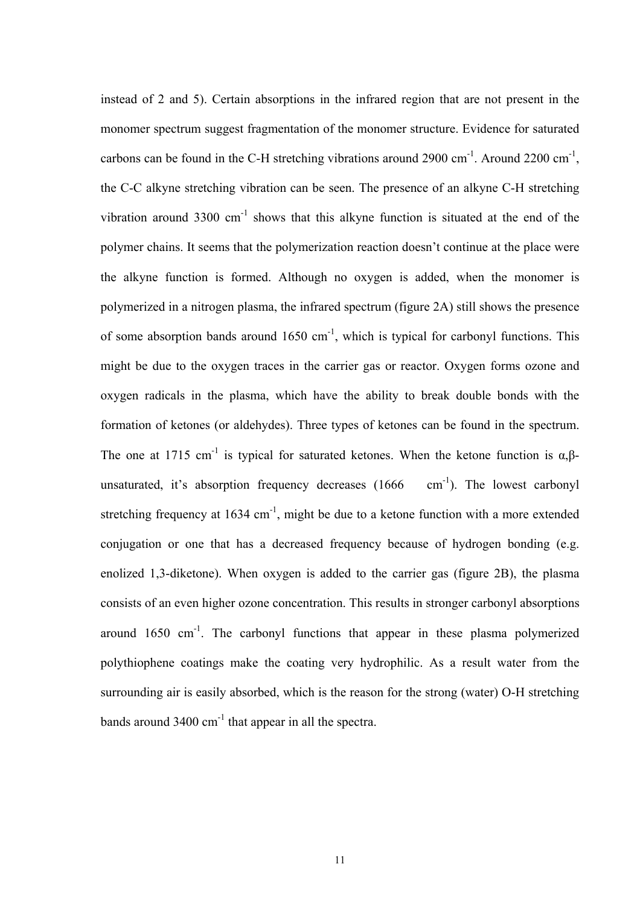instead of 2 and 5). Certain absorptions in the infrared region that are not present in the monomer spectrum suggest fragmentation of the monomer structure. Evidence for saturated carbons can be found in the C-H stretching vibrations around 2900 $cm^{-1}$. Around 2200 $cm^{-1}$, the C-C alkyne stretching vibration can be seen. The presence of an alkyne C-H stretching vibration around 3300 $cm^{-1}$ shows that this alkyne function is situated at the end of the polymer chains. It seems that the polymerization reaction doesn't continue at the place were the alkyne function is formed. Although no oxygen is added, when the monomer is polymerized in a nitrogen plasma, the infrared spectrum (figure 2A) still shows the presence of some absorption bands around 1650 $cm^{-1}$, which is typical for carbonyl functions. This might be due to the oxygen traces in the carrier gas or reactor. Oxygen forms ozone and oxygen radicals in the plasma, which have the ability to break double bonds with the formation of ketones (or aldehydes). Three types of ketones can be found in the spectrum. The one at 1715 $cm^{-1}$ is typical for saturated ketones. When the ketone function is α,β-unsaturated, it's absorption frequency decreases (1666 $cm^{-1}$). The lowest carbonyl stretching frequency at 1634 $cm^{-1}$, might be due to a ketone function with a more extended conjugation or one that has a decreased frequency because of hydrogen bonding (e.g. enolized 1,3-diketone). When oxygen is added to the carrier gas (figure 2B), the plasma consists of an even higher ozone concentration. This results in stronger carbonyl absorptions around 1650 $cm^{-1}$. The carbonyl functions that appear in these plasma polymerized polythiophene coatings make the coating very hydrophilic. As a result water from the surrounding air is easily absorbed, which is the reason for the strong (water) O-H stretching bands around 3400 $cm^{-1}$ that appear in all the spectra.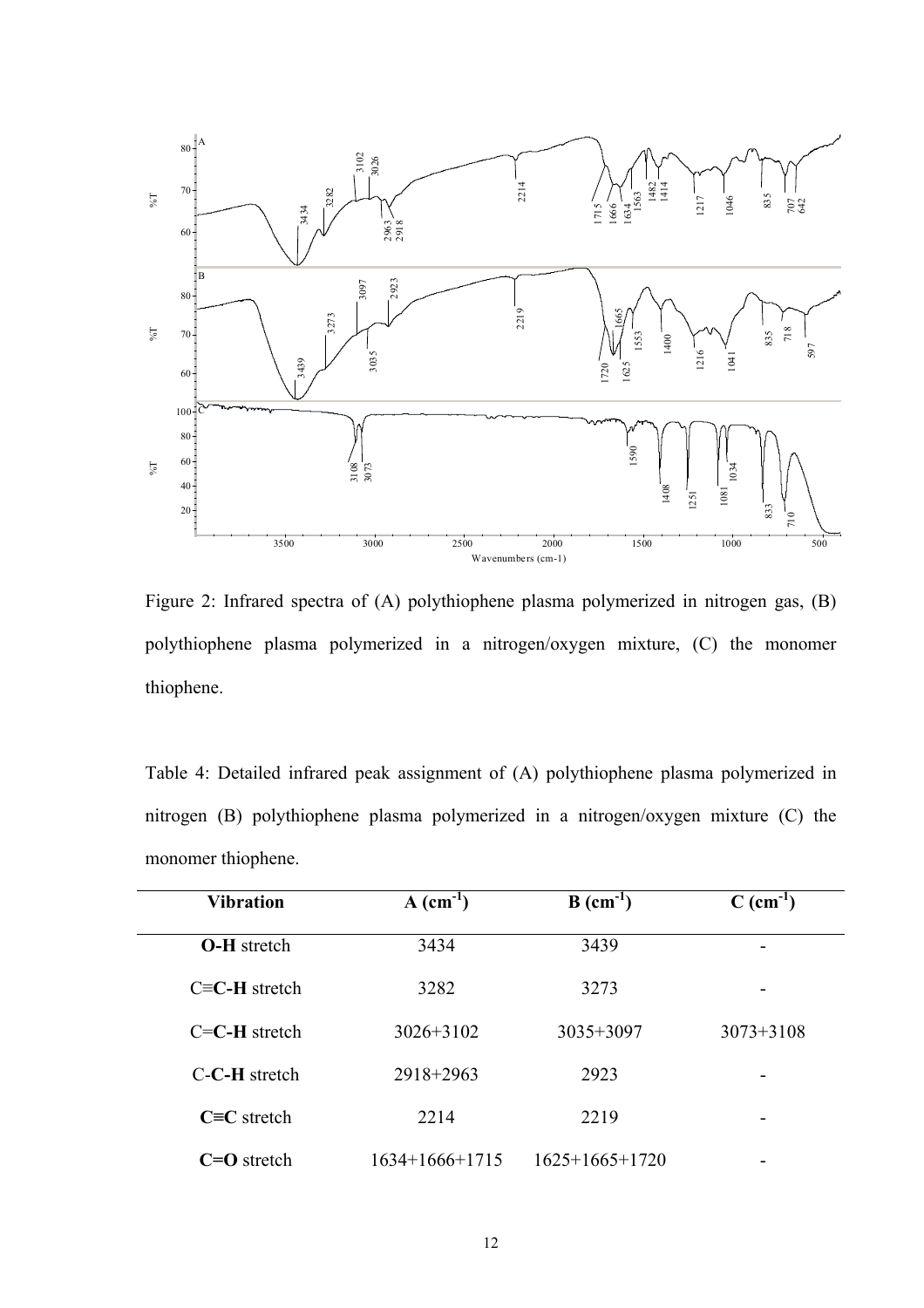Figure 2: Infrared spectra of (A) polythiophene plasma polymerized in nitrogen gas, (B) polythiophene plasma polymerized in a nitrogen/oxygen mixture, (C) the monomer thiophene.

Table 4: Detailed infrared peak assignment of (A) polythiophene plasma polymerized in nitrogen (B) polythiophene plasma polymerized in a nitrogen/oxygen mixture (C) the monomer thiophene.

| Vibration | A ($cm^{-1}$) | B ($cm^{-1}$) | C ($cm^{-1}$) |
|---|---|---|---|
| **O-H** stretch | 3434 | 3439 | - |
| C≡**C-H** stretch | 3282 | 3273 | - |
| C=**C-H** stretch | 3026+3102 | 3035+3097 | 3073+3108 |
| C-**C-H** stretch | 2918+2963 | 2923 | - |
| **C≡C** stretch | 2214 | 2219 | - |
| **C=O** stretch | 1634+1666+1715 | 1625+1665+1720 | - |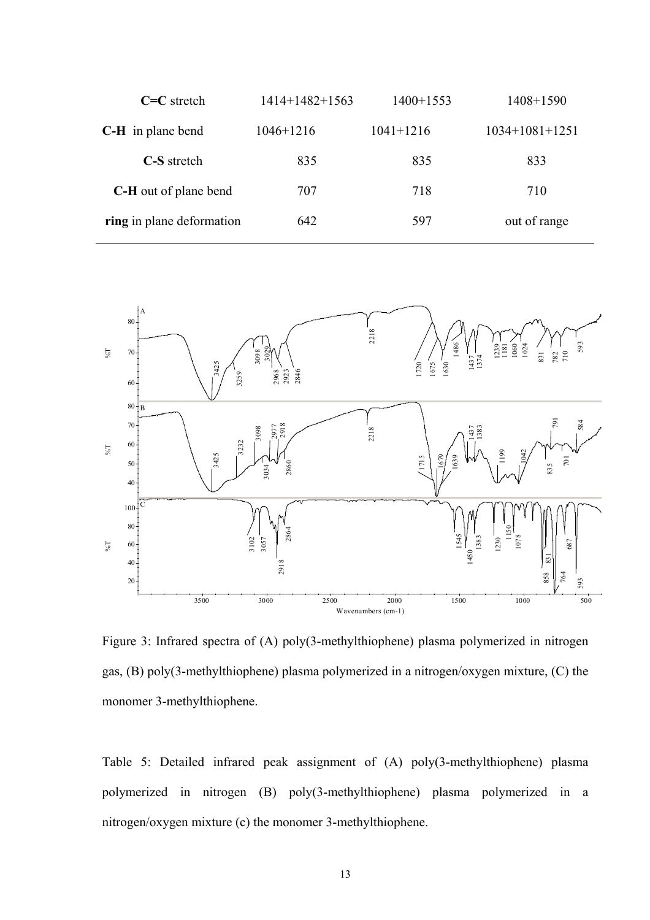| | | | |
|---|---|---|---|
| **C=C** stretch | 1414+1482+1563 | 1400+1553 | 1408+1590 |
| **C-H** in plane bend | 1046+1216 | 1041+1216 | 1034+1081+1251 |
| **C-S** stretch | 835 | 835 | 833 |
| **C-H** out of plane bend | 707 | 718 | 710 |
| **ring** in plane deformation | 642 | 597 | out of range |

Figure 3: Infrared spectra of (A) poly(3-methylthiophene) plasma polymerized in nitrogen gas, (B) poly(3-methylthiophene) plasma polymerized in a nitrogen/oxygen mixture, (C) the monomer 3-methylthiophene.

Table 5: Detailed infrared peak assignment of (A) poly(3-methylthiophene) plasma polymerized in nitrogen (B) poly(3-methylthiophene) plasma polymerized in a nitrogen/oxygen mixture (c) the monomer 3-methylthiophene.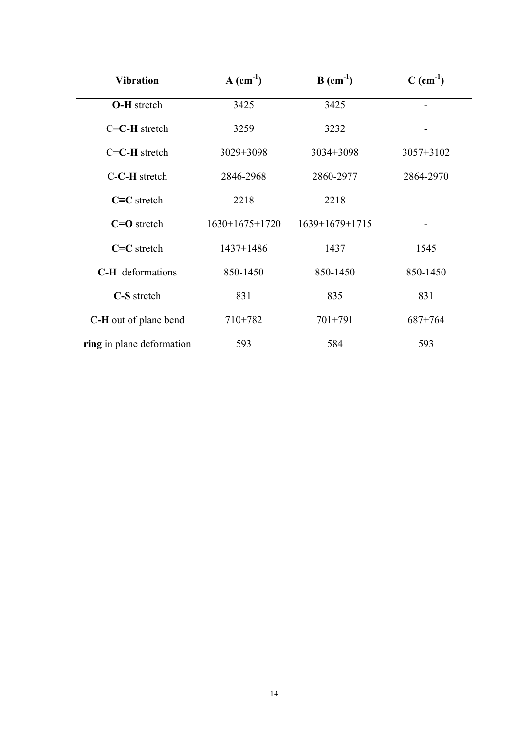| **Vibration** | **A ($cm^{-1}$)** | **B ($cm^{-1}$)** | **C ($cm^{-1}$)** |
|---|---|---|---|
| **O-H** stretch | 3425 | 3425 | - |
| C≡**C-H** stretch | 3259 | 3232 | - |
| C=**C-H** stretch | 3029+3098 | 3034+3098 | 3057+3102 |
| C-**C-H** stretch | 2846-2968 | 2860-2977 | 2864-2970 |
| **C≡C** stretch | 2218 | 2218 | - |
| **C=O** stretch | 1630+1675+1720 | 1639+1679+1715 | - |
| **C=C** stretch | 1437+1486 | 1437 | 1545 |
| **C-H** deformations | 850-1450 | 850-1450 | 850-1450 |
| **C-S** stretch | 831 | 835 | 831 |
| **C-H** out of plane bend | 710+782 | 701+791 | 687+764 |
| **ring** in plane deformation | 593 | 584 | 593 |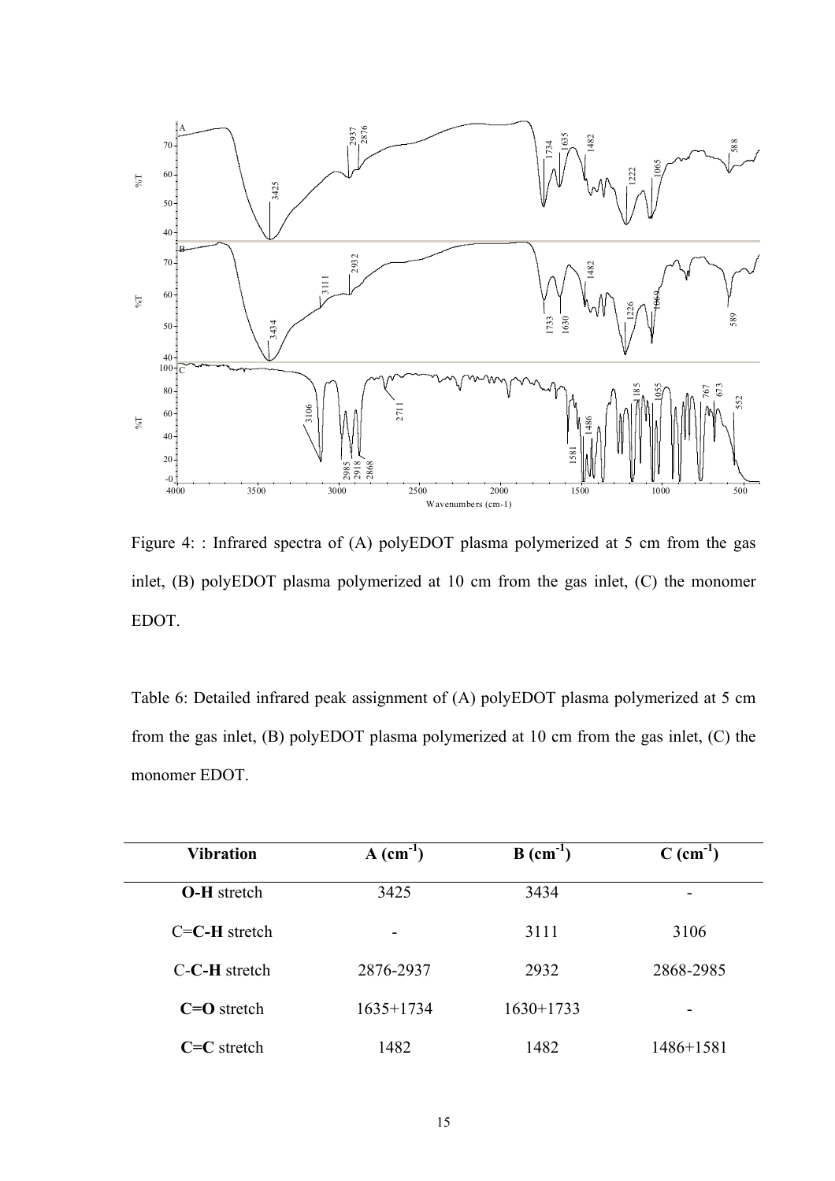Figure 4: : Infrared spectra of (A) polyEDOT plasma polymerized at 5 cm from the gas inlet, (B) polyEDOT plasma polymerized at 10 cm from the gas inlet, (C) the monomer EDOT.

Table 6: Detailed infrared peak assignment of (A) polyEDOT plasma polymerized at 5 cm from the gas inlet, (B) polyEDOT plasma polymerized at 10 cm from the gas inlet, (C) the monomer EDOT.

| Vibration | A ($cm^{-1}$) | B ($cm^{-1}$) | C ($cm^{-1}$) |
|---|---|---|---|
| **O-H** stretch | 3425 | 3434 | - |
| C=**C-H** stretch | - | 3111 | 3106 |
| C-**C-H** stretch | 2876-2937 | 2932 | 2868-2985 |
| **C=O** stretch | 1635+1734 | 1630+1733 | - |
| **C=C** stretch | 1482 | 1482 | 1486+1581 |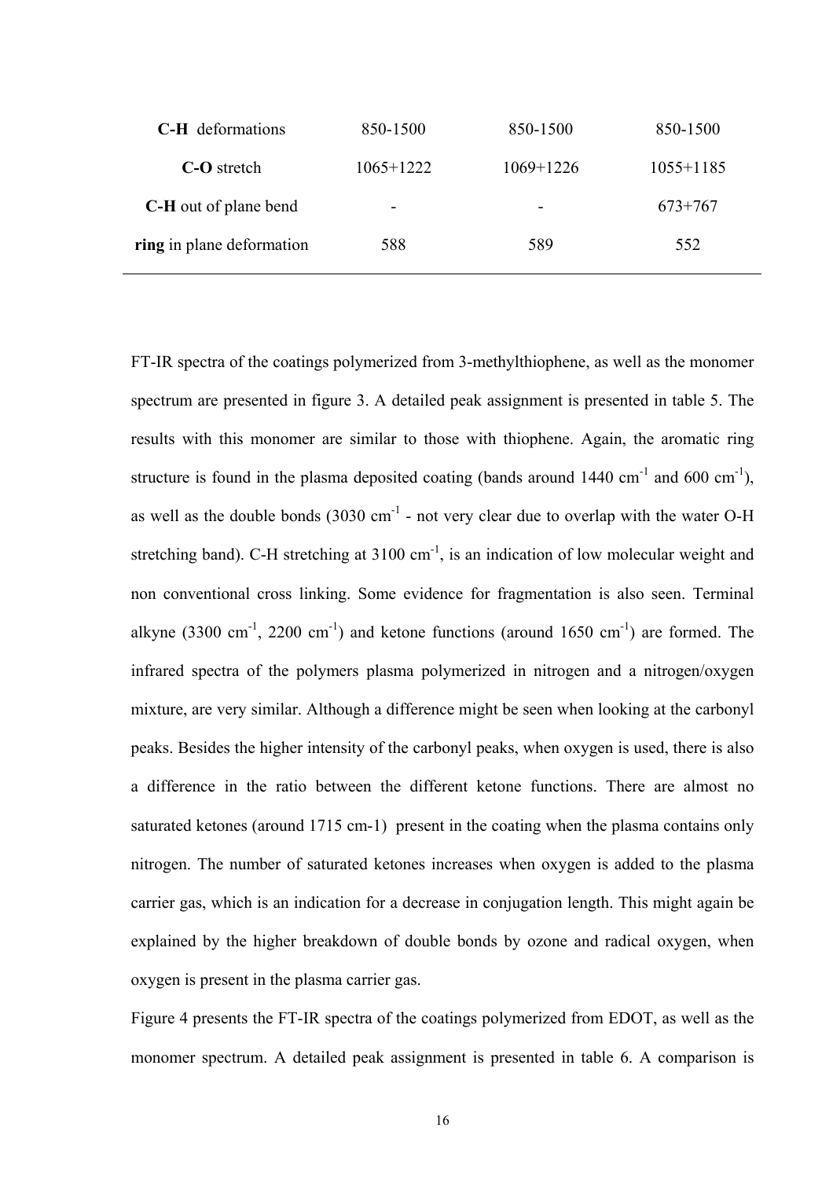| | | | |
|---|---|---|---|
| **C-H** deformations | 850-1500 | 850-1500 | 850-1500 |
| **C-O** stretch | 1065+1222 | 1069+1226 | 1055+1185 |
| **C-H** out of plane bend | - | - | 673+767 |
| **ring** in plane deformation | 588 | 589 | 552 |

FT-IR spectra of the coatings polymerized from 3-methylthiophene, as well as the monomer spectrum are presented in figure 3. A detailed peak assignment is presented in table 5. The results with this monomer are similar to those with thiophene. Again, the aromatic ring structure is found in the plasma deposited coating (bands around 1440 cm$^{-1}$ and 600 cm$^{-1}$), as well as the double bonds (3030 cm$^{-1}$ - not very clear due to overlap with the water O-H stretching band). C-H stretching at 3100 cm$^{-1}$, is an indication of low molecular weight and non conventional cross linking. Some evidence for fragmentation is also seen. Terminal alkyne (3300 cm$^{-1}$, 2200 cm$^{-1}$) and ketone functions (around 1650 cm$^{-1}$) are formed. The infrared spectra of the polymers plasma polymerized in nitrogen and a nitrogen/oxygen mixture, are very similar. Although a difference might be seen when looking at the carbonyl peaks. Besides the higher intensity of the carbonyl peaks, when oxygen is used, there is also a difference in the ratio between the different ketone functions. There are almost no saturated ketones (around 1715 cm-1) present in the coating when the plasma contains only nitrogen. The number of saturated ketones increases when oxygen is added to the plasma carrier gas, which is an indication for a decrease in conjugation length. This might again be explained by the higher breakdown of double bonds by ozone and radical oxygen, when oxygen is present in the plasma carrier gas.

Figure 4 presents the FT-IR spectra of the coatings polymerized from EDOT, as well as the monomer spectrum. A detailed peak assignment is presented in table 6. A comparison is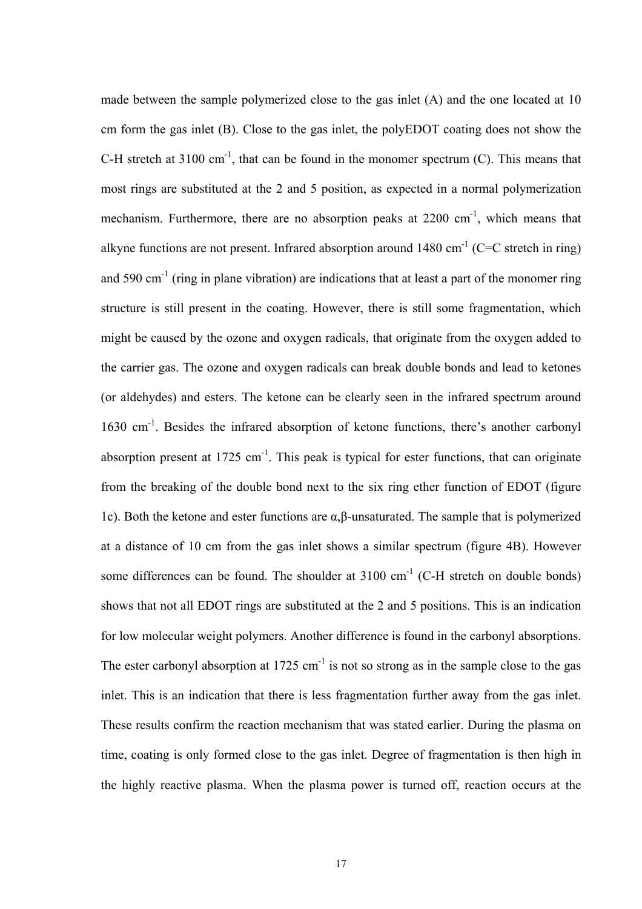made between the sample polymerized close to the gas inlet (A) and the one located at 10 cm form the gas inlet (B). Close to the gas inlet, the polyEDOT coating does not show the C-H stretch at 3100 $cm^{-1}$, that can be found in the monomer spectrum (C). This means that most rings are substituted at the 2 and 5 position, as expected in a normal polymerization mechanism. Furthermore, there are no absorption peaks at 2200 $cm^{-1}$, which means that alkyne functions are not present. Infrared absorption around 1480 $cm^{-1}$ (C=C stretch in ring) and 590 $cm^{-1}$ (ring in plane vibration) are indications that at least a part of the monomer ring structure is still present in the coating. However, there is still some fragmentation, which might be caused by the ozone and oxygen radicals, that originate from the oxygen added to the carrier gas. The ozone and oxygen radicals can break double bonds and lead to ketones (or aldehydes) and esters. The ketone can be clearly seen in the infrared spectrum around 1630 $cm^{-1}$. Besides the infrared absorption of ketone functions, there's another carbonyl absorption present at 1725 $cm^{-1}$. This peak is typical for ester functions, that can originate from the breaking of the double bond next to the six ring ether function of EDOT (figure 1c). Both the ketone and ester functions are α,β-unsaturated. The sample that is polymerized at a distance of 10 cm from the gas inlet shows a similar spectrum (figure 4B). However some differences can be found. The shoulder at 3100 $cm^{-1}$ (C-H stretch on double bonds) shows that not all EDOT rings are substituted at the 2 and 5 positions. This is an indication for low molecular weight polymers. Another difference is found in the carbonyl absorptions. The ester carbonyl absorption at 1725 $cm^{-1}$ is not so strong as in the sample close to the gas inlet. This is an indication that there is less fragmentation further away from the gas inlet. These results confirm the reaction mechanism that was stated earlier. During the plasma on time, coating is only formed close to the gas inlet. Degree of fragmentation is then high in the highly reactive plasma. When the plasma power is turned off, reaction occurs at the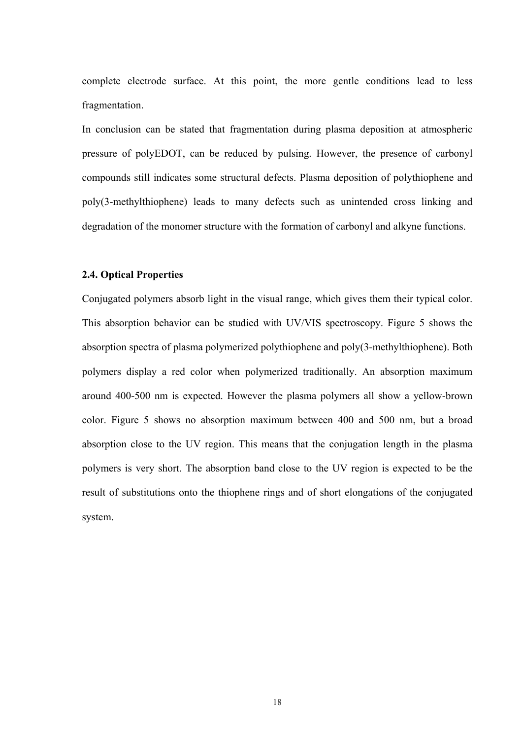complete electrode surface. At this point, the more gentle conditions lead to less fragmentation.

In conclusion can be stated that fragmentation during plasma deposition at atmospheric pressure of polyEDOT, can be reduced by pulsing. However, the presence of carbonyl compounds still indicates some structural defects. Plasma deposition of polythiophene and poly(3-methylthiophene) leads to many defects such as unintended cross linking and degradation of the monomer structure with the formation of carbonyl and alkyne functions.

### 2.4. Optical Properties

Conjugated polymers absorb light in the visual range, which gives them their typical color. This absorption behavior can be studied with UV/VIS spectroscopy. Figure 5 shows the absorption spectra of plasma polymerized polythiophene and poly(3-methylthiophene). Both polymers display a red color when polymerized traditionally. An absorption maximum around 400-500 nm is expected. However the plasma polymers all show a yellow-brown color. Figure 5 shows no absorption maximum between 400 and 500 nm, but a broad absorption close to the UV region. This means that the conjugation length in the plasma polymers is very short. The absorption band close to the UV region is expected to be the result of substitutions onto the thiophene rings and of short elongations of the conjugated system.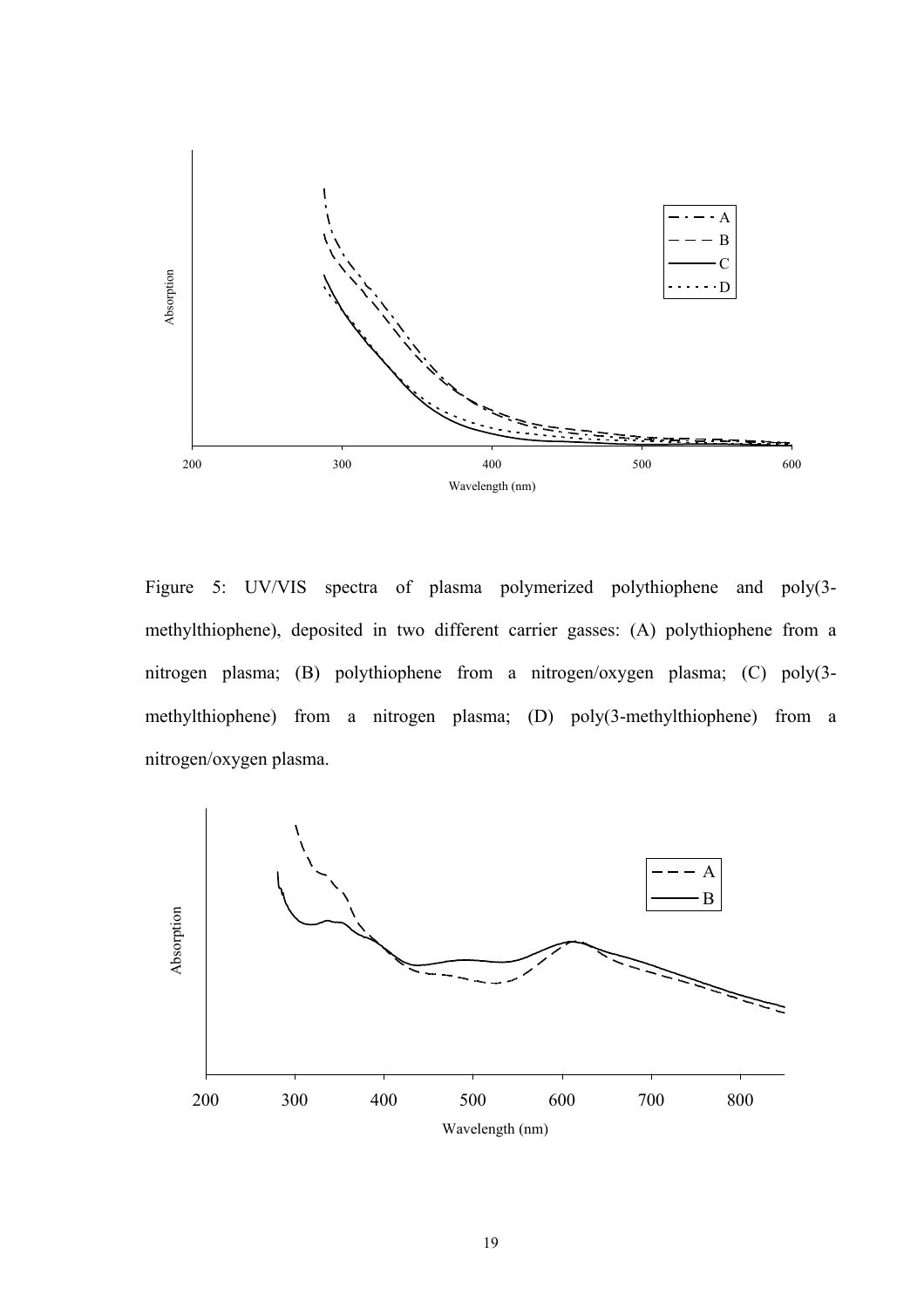Figure 5: UV/VIS spectra of plasma polymerized polythiophene and poly(3-methylthiophene), deposited in two different carrier gasses: (A) polythiophene from a nitrogen plasma; (B) polythiophene from a nitrogen/oxygen plasma; (C) poly(3-methylthiophene) from a nitrogen plasma; (D) poly(3-methylthiophene) from a nitrogen/oxygen plasma.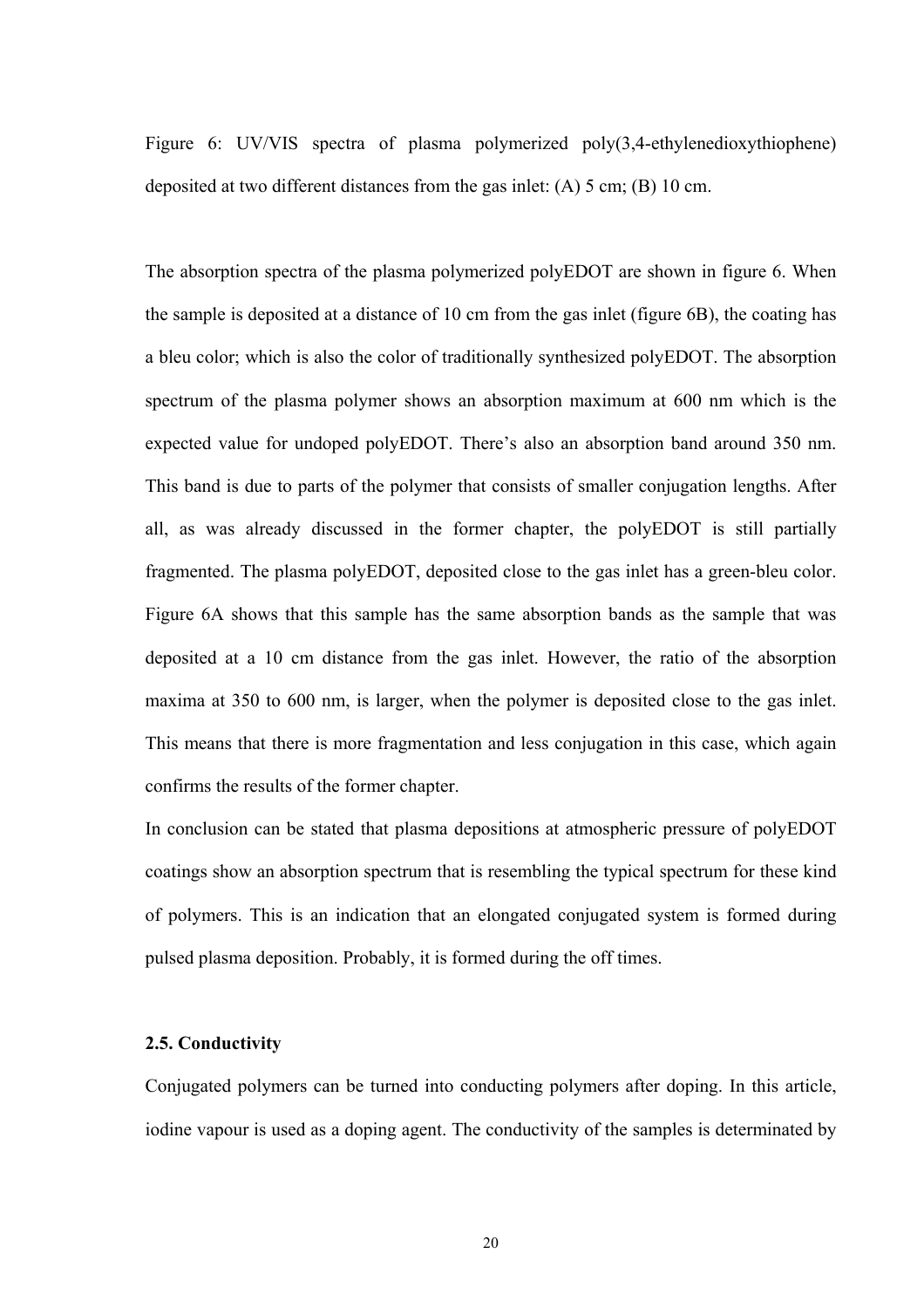Figure 6: UV/VIS spectra of plasma polymerized poly(3,4-ethylenedioxythiophene) deposited at two different distances from the gas inlet: (A) 5 cm; (B) 10 cm.

The absorption spectra of the plasma polymerized polyEDOT are shown in figure 6. When the sample is deposited at a distance of 10 cm from the gas inlet (figure 6B), the coating has a bleu color; which is also the color of traditionally synthesized polyEDOT. The absorption spectrum of the plasma polymer shows an absorption maximum at 600 nm which is the expected value for undoped polyEDOT. There's also an absorption band around 350 nm. This band is due to parts of the polymer that consists of smaller conjugation lengths. After all, as was already discussed in the former chapter, the polyEDOT is still partially fragmented. The plasma polyEDOT, deposited close to the gas inlet has a green-bleu color. Figure 6A shows that this sample has the same absorption bands as the sample that was deposited at a 10 cm distance from the gas inlet. However, the ratio of the absorption maxima at 350 to 600 nm, is larger, when the polymer is deposited close to the gas inlet. This means that there is more fragmentation and less conjugation in this case, which again confirms the results of the former chapter.

In conclusion can be stated that plasma depositions at atmospheric pressure of polyEDOT coatings show an absorption spectrum that is resembling the typical spectrum for these kind of polymers. This is an indication that an elongated conjugated system is formed during pulsed plasma deposition. Probably, it is formed during the off times.

### 2.5. Conductivity

Conjugated polymers can be turned into conducting polymers after doping. In this article, iodine vapour is used as a doping agent. The conductivity of the samples is determinated by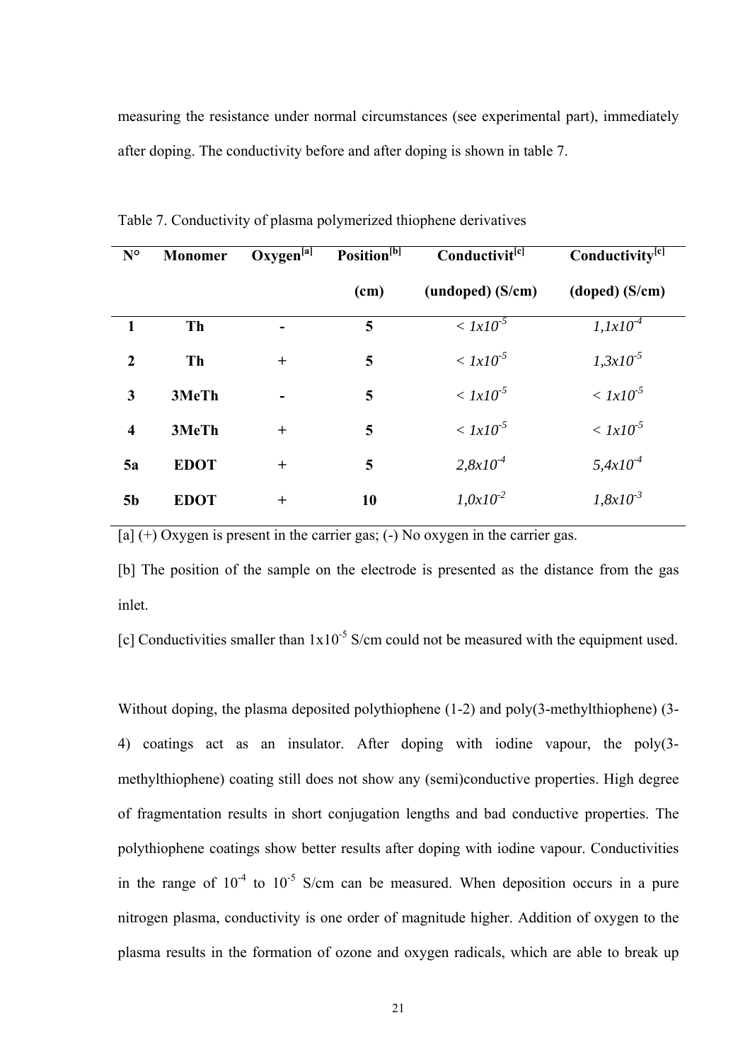measuring the resistance under normal circumstances (see experimental part), immediately after doping. The conductivity before and after doping is shown in table 7.

Table 7. Conductivity of plasma polymerized thiophene derivatives

| N° | Monomer | Oxygen[a] | Position[b] (cm) | Conductivit[c] (undoped) (S/cm) | Conductivity[c] (doped) (S/cm) |
|---|---|---|---|---|---|
| **1** | **Th** | **-** | **5** | *< 1x10$^{-5}$* | *1,1x10$^{-4}$* |
| **2** | **Th** | **+** | **5** | *< 1x10$^{-5}$* | *1,3x10$^{-5}$* |
| **3** | **3MeTh** | **-** | **5** | *< 1x10$^{-5}$* | *< 1x10$^{-5}$* |
| **4** | **3MeTh** | **+** | **5** | *< 1x10$^{-5}$* | *< 1x10$^{-5}$* |
| **5a** | **EDOT** | **+** | **5** | *2,8x10$^{-4}$* | *5,4x10$^{-4}$* |
| **5b** | **EDOT** | **+** | **10** | *1,0x10$^{-2}$* | *1,8x10$^{-3}$* |

[a] (+) Oxygen is present in the carrier gas; (-) No oxygen in the carrier gas.

[b] The position of the sample on the electrode is presented as the distance from the gas inlet.

[c] Conductivities smaller than 1x10$^{-5}$ S/cm could not be measured with the equipment used.

Without doping, the plasma deposited polythiophene (1-2) and poly(3-methylthiophene) (3-4) coatings act as an insulator. After doping with iodine vapour, the poly(3-methylthiophene) coating still does not show any (semi)conductive properties. High degree of fragmentation results in short conjugation lengths and bad conductive properties. The polythiophene coatings show better results after doping with iodine vapour. Conductivities in the range of 10$^{-4}$ to 10$^{-5}$ S/cm can be measured. When deposition occurs in a pure nitrogen plasma, conductivity is one order of magnitude higher. Addition of oxygen to the plasma results in the formation of ozone and oxygen radicals, which are able to break up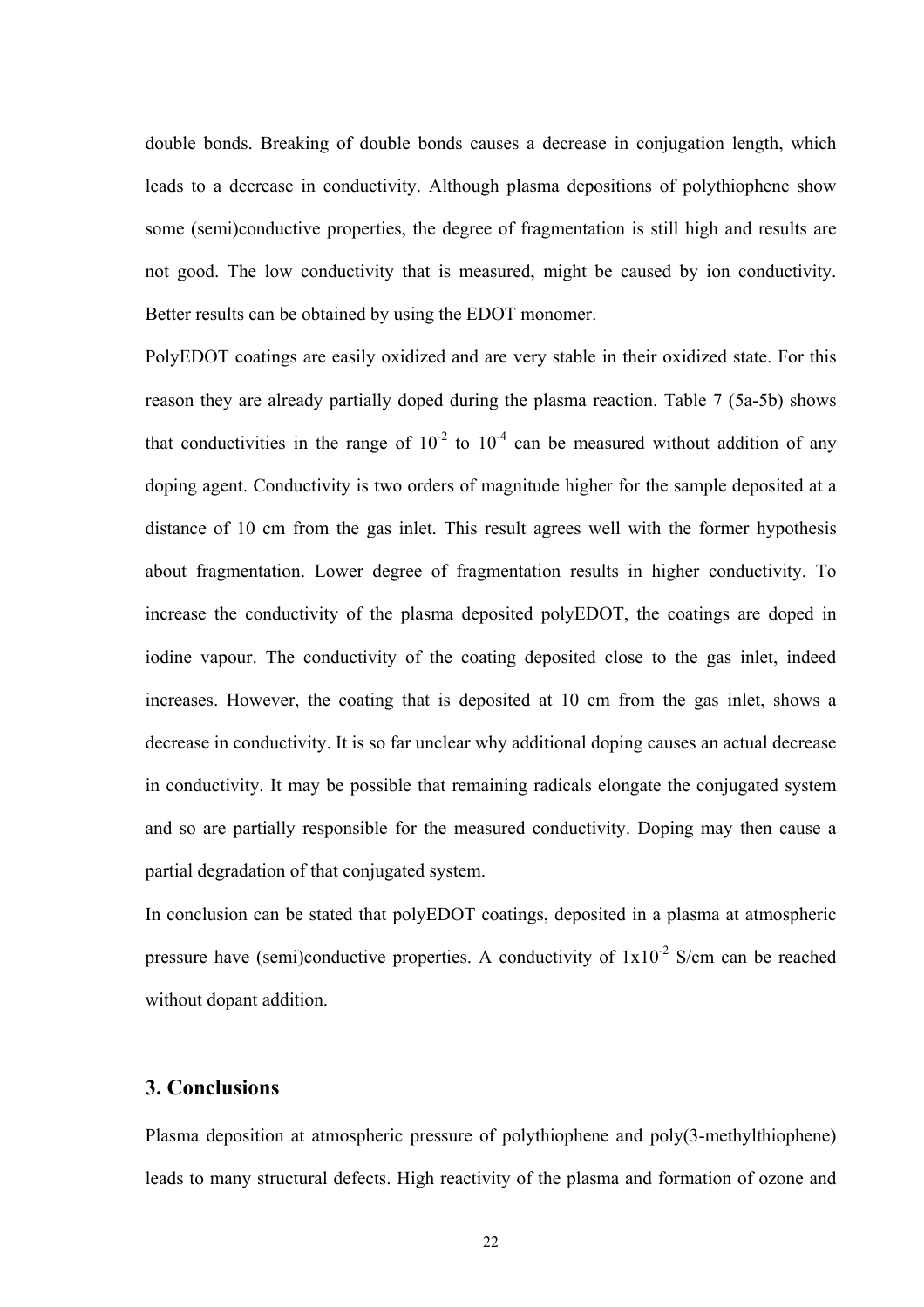double bonds. Breaking of double bonds causes a decrease in conjugation length, which leads to a decrease in conductivity. Although plasma depositions of polythiophene show some (semi)conductive properties, the degree of fragmentation is still high and results are not good. The low conductivity that is measured, might be caused by ion conductivity. Better results can be obtained by using the EDOT monomer.

PolyEDOT coatings are easily oxidized and are very stable in their oxidized state. For this reason they are already partially doped during the plasma reaction. Table 7 (5a-5b) shows that conductivities in the range of $10^{-2}$ to $10^{-4}$ can be measured without addition of any doping agent. Conductivity is two orders of magnitude higher for the sample deposited at a distance of 10 cm from the gas inlet. This result agrees well with the former hypothesis about fragmentation. Lower degree of fragmentation results in higher conductivity. To increase the conductivity of the plasma deposited polyEDOT, the coatings are doped in iodine vapour. The conductivity of the coating deposited close to the gas inlet, indeed increases. However, the coating that is deposited at 10 cm from the gas inlet, shows a decrease in conductivity. It is so far unclear why additional doping causes an actual decrease in conductivity. It may be possible that remaining radicals elongate the conjugated system and so are partially responsible for the measured conductivity. Doping may then cause a partial degradation of that conjugated system.

In conclusion can be stated that polyEDOT coatings, deposited in a plasma at atmospheric pressure have (semi)conductive properties. A conductivity of $1 \times 10^{-2}$ S/cm can be reached without dopant addition.

## 3. Conclusions

Plasma deposition at atmospheric pressure of polythiophene and poly(3-methylthiophene) leads to many structural defects. High reactivity of the plasma and formation of ozone and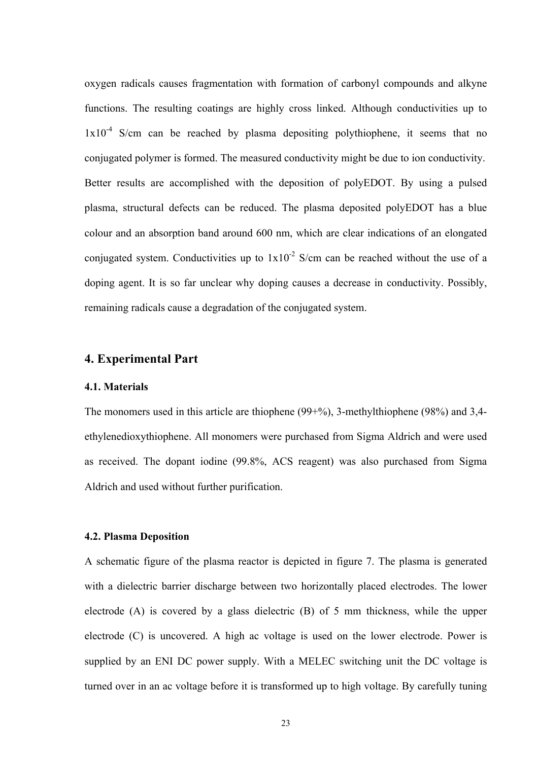oxygen radicals causes fragmentation with formation of carbonyl compounds and alkyne functions. The resulting coatings are highly cross linked. Although conductivities up to $1x10^{-4}$ S/cm can be reached by plasma depositing polythiophene, it seems that no conjugated polymer is formed. The measured conductivity might be due to ion conductivity. Better results are accomplished with the deposition of polyEDOT. By using a pulsed plasma, structural defects can be reduced. The plasma deposited polyEDOT has a blue colour and an absorption band around 600 nm, which are clear indications of an elongated conjugated system. Conductivities up to $1x10^{-2}$ S/cm can be reached without the use of a doping agent. It is so far unclear why doping causes a decrease in conductivity. Possibly, remaining radicals cause a degradation of the conjugated system.

## 4. Experimental Part

### 4.1. Materials

The monomers used in this article are thiophene (99+%), 3-methylthiophene (98%) and 3,4-ethylenedioxythiophene. All monomers were purchased from Sigma Aldrich and were used as received. The dopant iodine (99.8%, ACS reagent) was also purchased from Sigma Aldrich and used without further purification.

### 4.2. Plasma Deposition

A schematic figure of the plasma reactor is depicted in figure 7. The plasma is generated with a dielectric barrier discharge between two horizontally placed electrodes. The lower electrode (A) is covered by a glass dielectric (B) of 5 mm thickness, while the upper electrode (C) is uncovered. A high ac voltage is used on the lower electrode. Power is supplied by an ENI DC power supply. With a MELEC switching unit the DC voltage is turned over in an ac voltage before it is transformed up to high voltage. By carefully tuning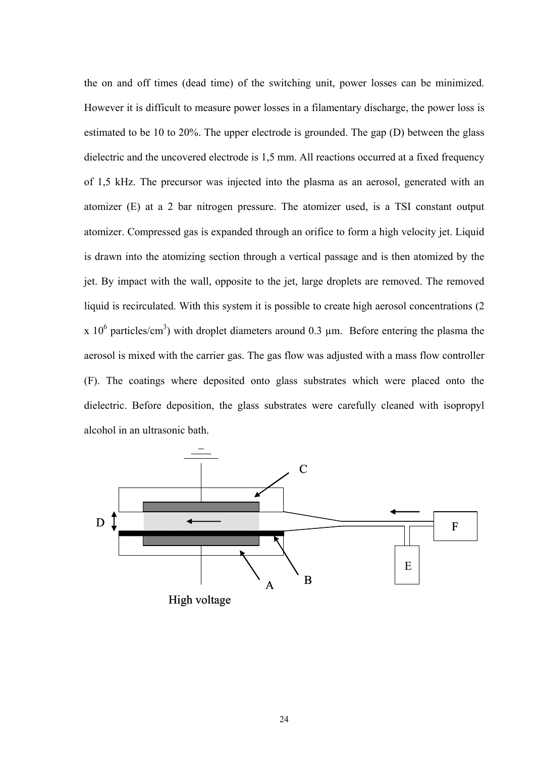the on and off times (dead time) of the switching unit, power losses can be minimized. However it is difficult to measure power losses in a filamentary discharge, the power loss is estimated to be 10 to 20%. The upper electrode is grounded. The gap (D) between the glass dielectric and the uncovered electrode is 1,5 mm. All reactions occurred at a fixed frequency of 1,5 kHz. The precursor was injected into the plasma as an aerosol, generated with an atomizer (E) at a 2 bar nitrogen pressure. The atomizer used, is a TSI constant output atomizer. Compressed gas is expanded through an orifice to form a high velocity jet. Liquid is drawn into the atomizing section through a vertical passage and is then atomized by the jet. By impact with the wall, opposite to the jet, large droplets are removed. The removed liquid is recirculated. With this system it is possible to create high aerosol concentrations (2 x $10^6$ particles/$cm^3$) with droplet diameters around 0.3 µm. Before entering the plasma the aerosol is mixed with the carrier gas. The gas flow was adjusted with a mass flow controller (F). The coatings where deposited onto glass substrates which were placed onto the dielectric. Before deposition, the glass substrates were carefully cleaned with isopropyl alcohol in an ultrasonic bath.

C

D

F

E

A B

High voltage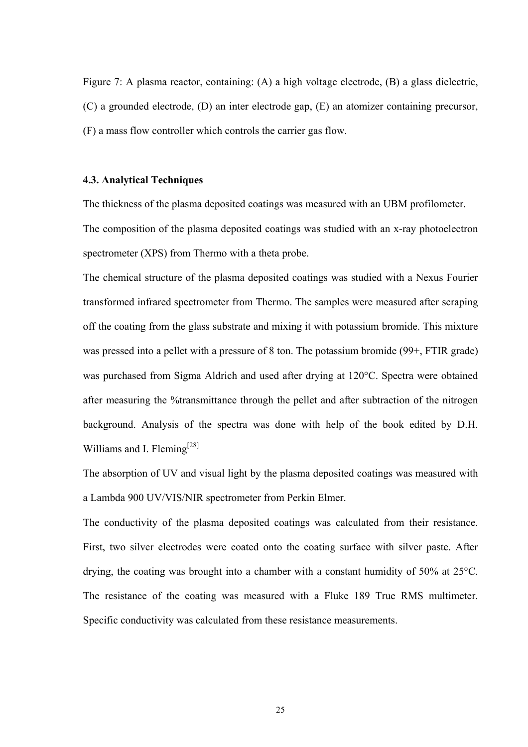Figure 7: A plasma reactor, containing: (A) a high voltage electrode, (B) a glass dielectric, (C) a grounded electrode, (D) an inter electrode gap, (E) an atomizer containing precursor, (F) a mass flow controller which controls the carrier gas flow.

### 4.3. Analytical Techniques

The thickness of the plasma deposited coatings was measured with an UBM profilometer.

The composition of the plasma deposited coatings was studied with an x-ray photoelectron spectrometer (XPS) from Thermo with a theta probe.

The chemical structure of the plasma deposited coatings was studied with a Nexus Fourier transformed infrared spectrometer from Thermo. The samples were measured after scraping off the coating from the glass substrate and mixing it with potassium bromide. This mixture was pressed into a pellet with a pressure of 8 ton. The potassium bromide (99+, FTIR grade) was purchased from Sigma Aldrich and used after drying at 120°C. Spectra were obtained after measuring the %transmittance through the pellet and after subtraction of the nitrogen background. Analysis of the spectra was done with help of the book edited by D.H. Williams and I. Fleming[28]

The absorption of UV and visual light by the plasma deposited coatings was measured with a Lambda 900 UV/VIS/NIR spectrometer from Perkin Elmer.

The conductivity of the plasma deposited coatings was calculated from their resistance. First, two silver electrodes were coated onto the coating surface with silver paste. After drying, the coating was brought into a chamber with a constant humidity of 50% at 25°C. The resistance of the coating was measured with a Fluke 189 True RMS multimeter. Specific conductivity was calculated from these resistance measurements.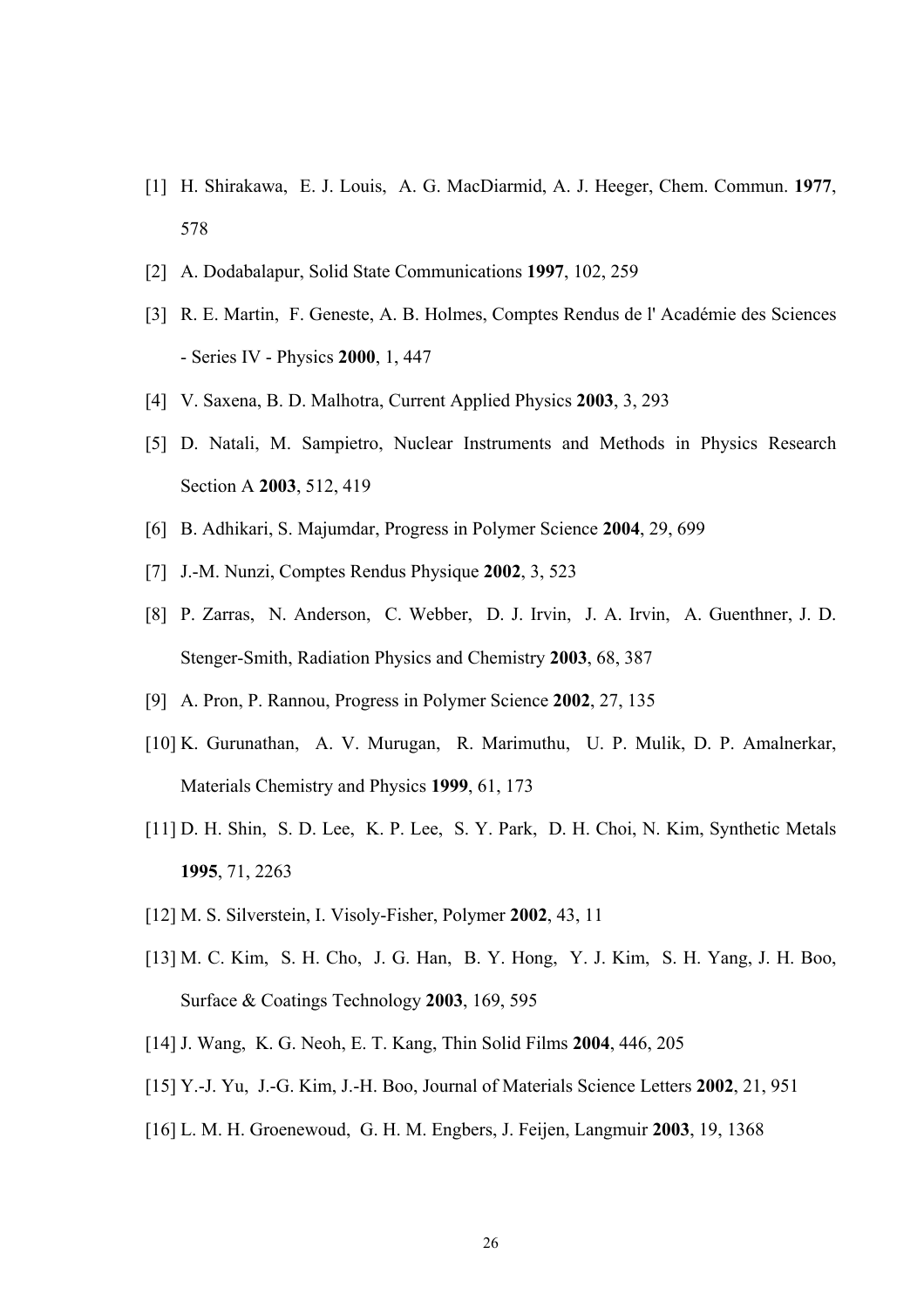[1] H. Shirakawa, E. J. Louis, A. G. MacDiarmid, A. J. Heeger, Chem. Commun. **1977**, 578

[2] A. Dodabalapur, Solid State Communications **1997**, 102, 259

[3] R. E. Martin, F. Geneste, A. B. Holmes, Comptes Rendus de l' Académie des Sciences - Series IV - Physics **2000**, 1, 447

[4] V. Saxena, B. D. Malhotra, Current Applied Physics **2003**, 3, 293

[5] D. Natali, M. Sampietro, Nuclear Instruments and Methods in Physics Research Section A **2003**, 512, 419

[6] B. Adhikari, S. Majumdar, Progress in Polymer Science **2004**, 29, 699

[7] J.-M. Nunzi, Comptes Rendus Physique **2002**, 3, 523

[8] P. Zarras, N. Anderson, C. Webber, D. J. Irvin, J. A. Irvin, A. Guenthner, J. D. Stenger-Smith, Radiation Physics and Chemistry **2003**, 68, 387

[9] A. Pron, P. Rannou, Progress in Polymer Science **2002**, 27, 135

[10] K. Gurunathan, A. V. Murugan, R. Marimuthu, U. P. Mulik, D. P. Amalnerkar, Materials Chemistry and Physics **1999**, 61, 173

[11] D. H. Shin, S. D. Lee, K. P. Lee, S. Y. Park, D. H. Choi, N. Kim, Synthetic Metals **1995**, 71, 2263

[12] M. S. Silverstein, I. Visoly-Fisher, Polymer **2002**, 43, 11

[13] M. C. Kim, S. H. Cho, J. G. Han, B. Y. Hong, Y. J. Kim, S. H. Yang, J. H. Boo, Surface & Coatings Technology **2003**, 169, 595

[14] J. Wang, K. G. Neoh, E. T. Kang, Thin Solid Films **2004**, 446, 205

[15] Y.-J. Yu, J.-G. Kim, J.-H. Boo, Journal of Materials Science Letters **2002**, 21, 951

[16] L. M. H. Groenewoud, G. H. M. Engbers, J. Feijen, Langmuir **2003**, 19, 1368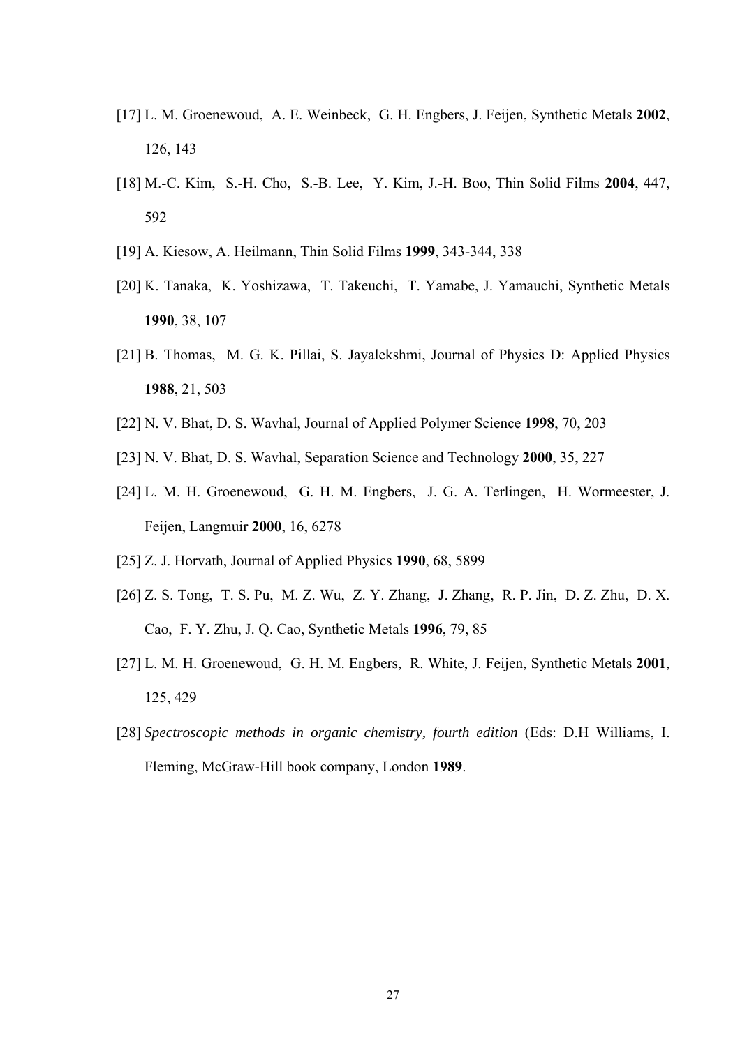[17] L. M. Groenewoud, A. E. Weinbeck, G. H. Engbers, J. Feijen, Synthetic Metals **2002**, 126, 143

[18] M.-C. Kim, S.-H. Cho, S.-B. Lee, Y. Kim, J.-H. Boo, Thin Solid Films **2004**, 447, 592

[19] A. Kiesow, A. Heilmann, Thin Solid Films **1999**, 343-344, 338

[20] K. Tanaka, K. Yoshizawa, T. Takeuchi, T. Yamabe, J. Yamauchi, Synthetic Metals **1990**, 38, 107

[21] B. Thomas, M. G. K. Pillai, S. Jayalekshmi, Journal of Physics D: Applied Physics **1988**, 21, 503

[22] N. V. Bhat, D. S. Wavhal, Journal of Applied Polymer Science **1998**, 70, 203

[23] N. V. Bhat, D. S. Wavhal, Separation Science and Technology **2000**, 35, 227

[24] L. M. H. Groenewoud, G. H. M. Engbers, J. G. A. Terlingen, H. Wormeester, J. Feijen, Langmuir **2000**, 16, 6278

[25] Z. J. Horvath, Journal of Applied Physics **1990**, 68, 5899

[26] Z. S. Tong, T. S. Pu, M. Z. Wu, Z. Y. Zhang, J. Zhang, R. P. Jin, D. Z. Zhu, D. X. Cao, F. Y. Zhu, J. Q. Cao, Synthetic Metals **1996**, 79, 85

[27] L. M. H. Groenewoud, G. H. M. Engbers, R. White, J. Feijen, Synthetic Metals **2001**, 125, 429

[28] *Spectroscopic methods in organic chemistry, fourth edition* (Eds: D.H Williams, I. Fleming, McGraw-Hill book company, London **1989**.